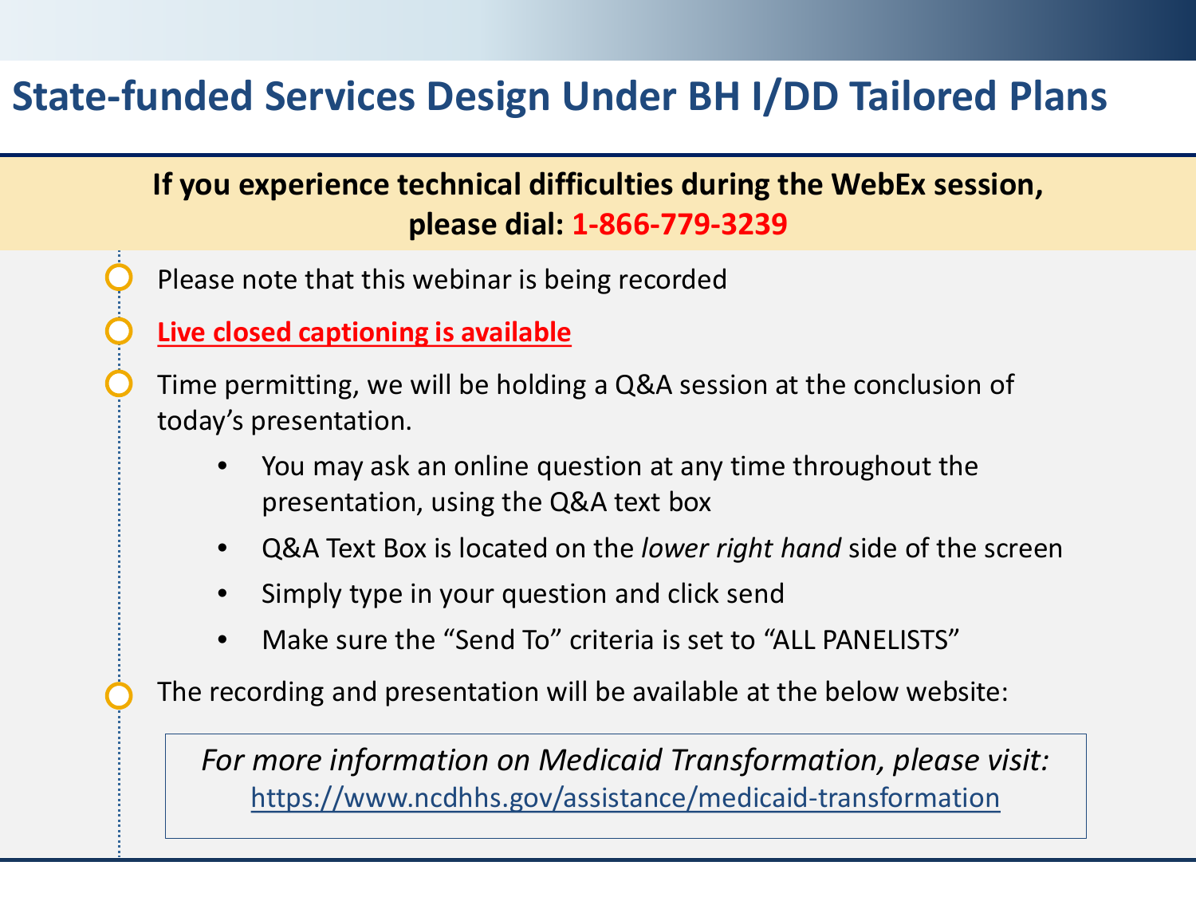# State-funded Services Design Under BH I/DD Tailored Plans

**If you experience technical difficulties during the WebEx session, please dial: 1-866-779-3239**

- Please note that this webinar is being recorded
- **Live closed captioning is available**
- Time permitting, we will be holding a Q&A session at the conclusion of today's presentation.
  - You may ask an online question at any time throughout the presentation, using the Q&A text box
  - Q&A Text Box is located on the *lower right hand* side of the screen
  - Simply type in your question and click send
  - Make sure the "Send To" criteria is set to "ALL PANELISTS"
- The recording and presentation will be available at the below website:

*For more information on Medicaid Transformation, please visit:*
https://www.ncdhhs.gov/assistance/medicaid-transformation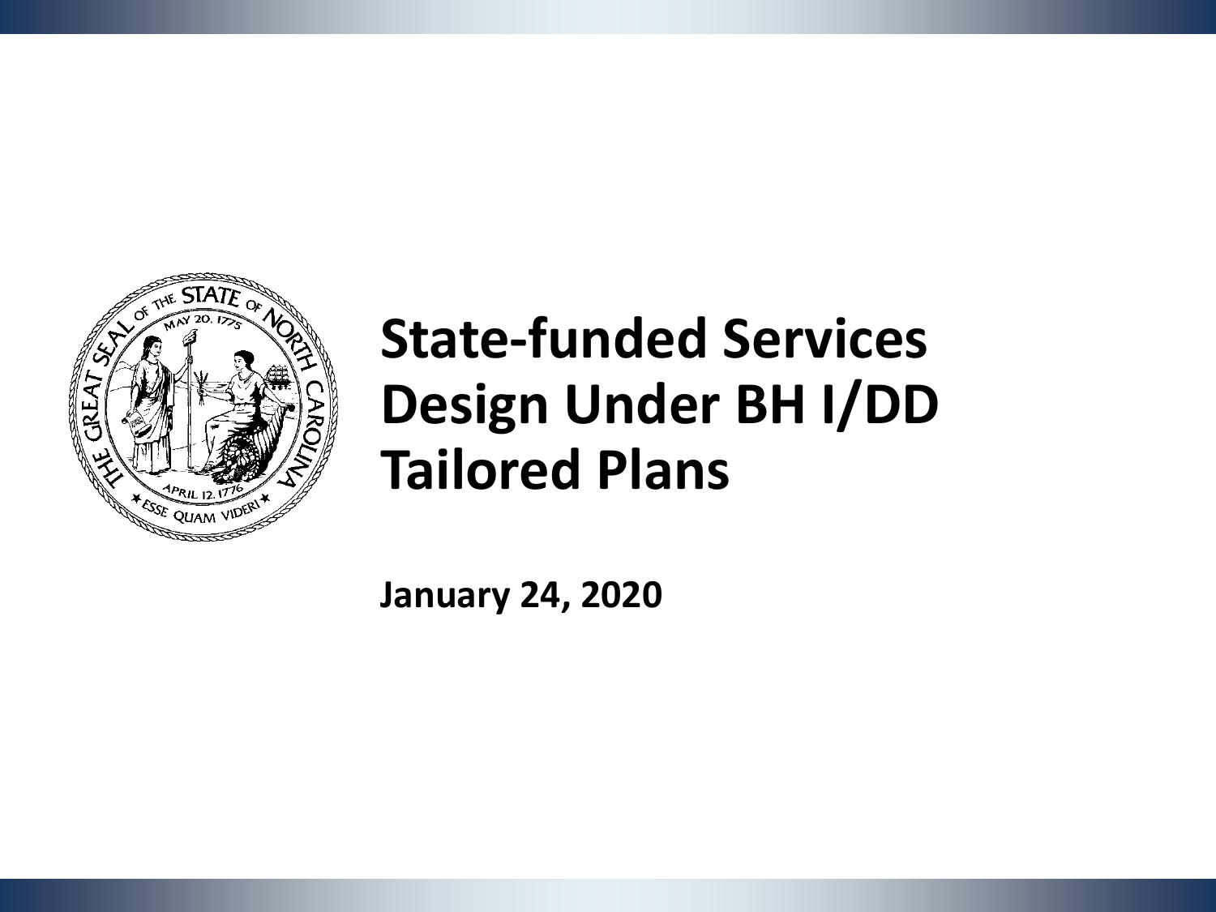# State-funded Services Design Under BH I/DD Tailored Plans

**January 24, 2020**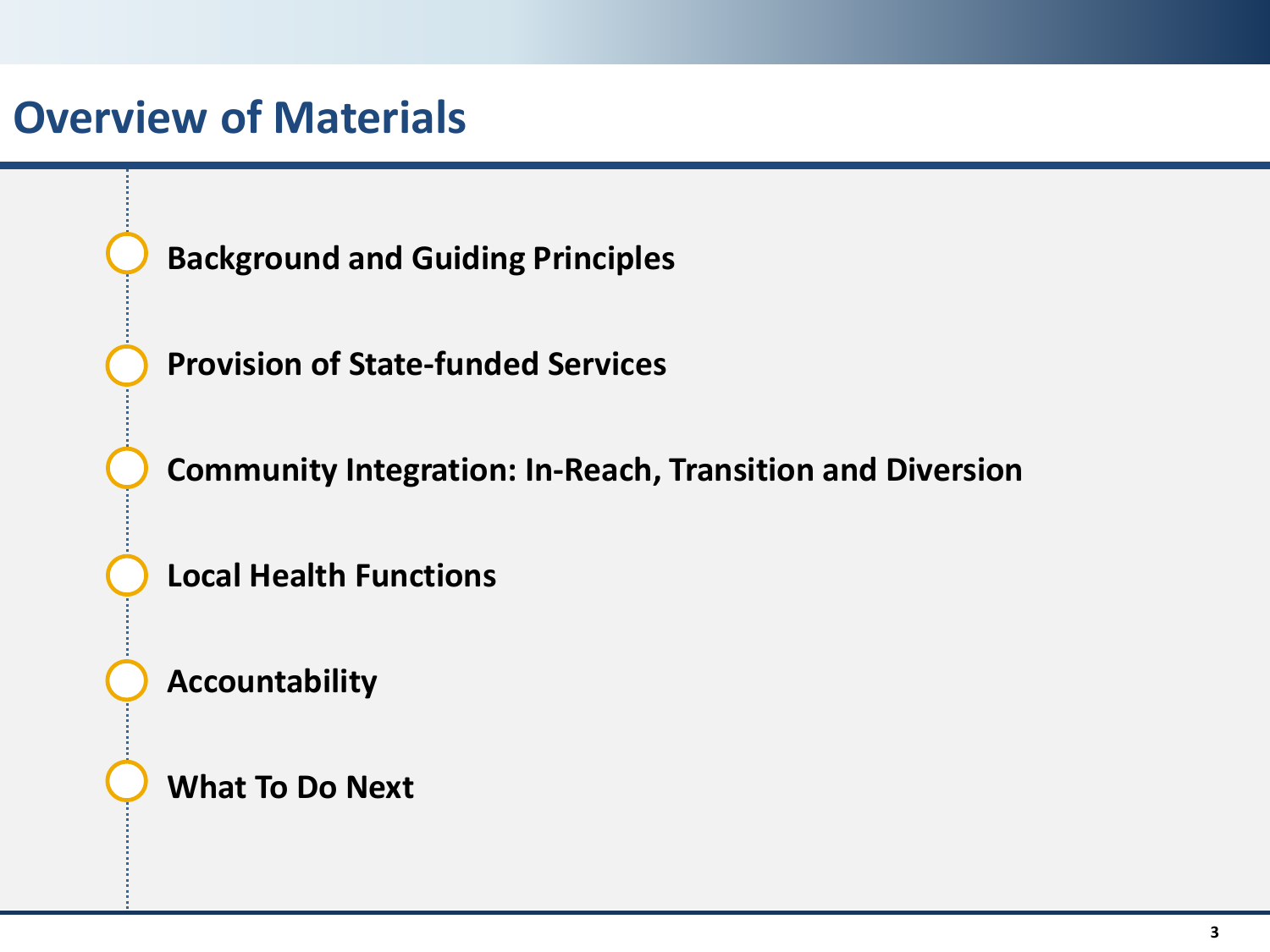# Overview of Materials

- **Background and Guiding Principles**
- **Provision of State-funded Services**
- **Community Integration: In-Reach, Transition and Diversion**
- **Local Health Functions**
- **Accountability**
- **What To Do Next**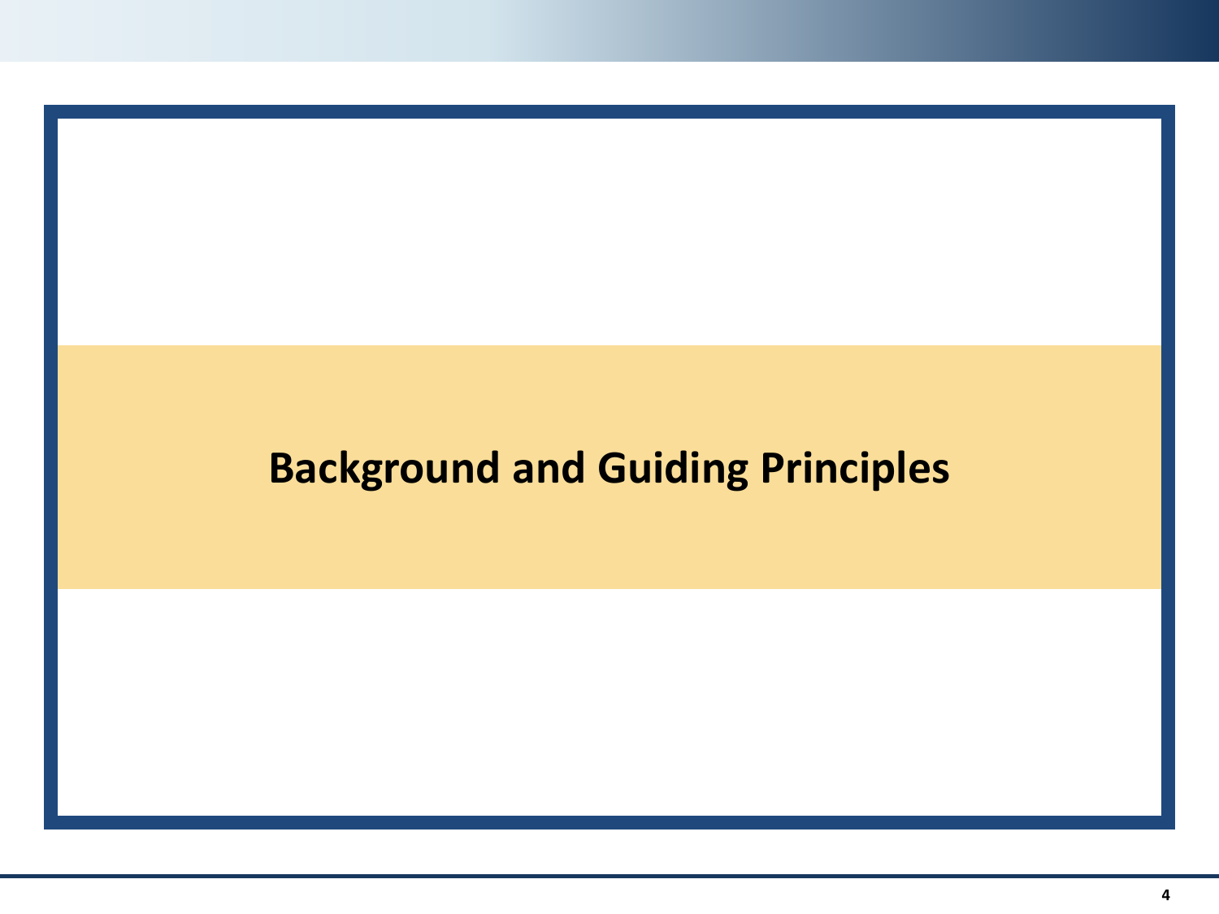# Background and Guiding Principles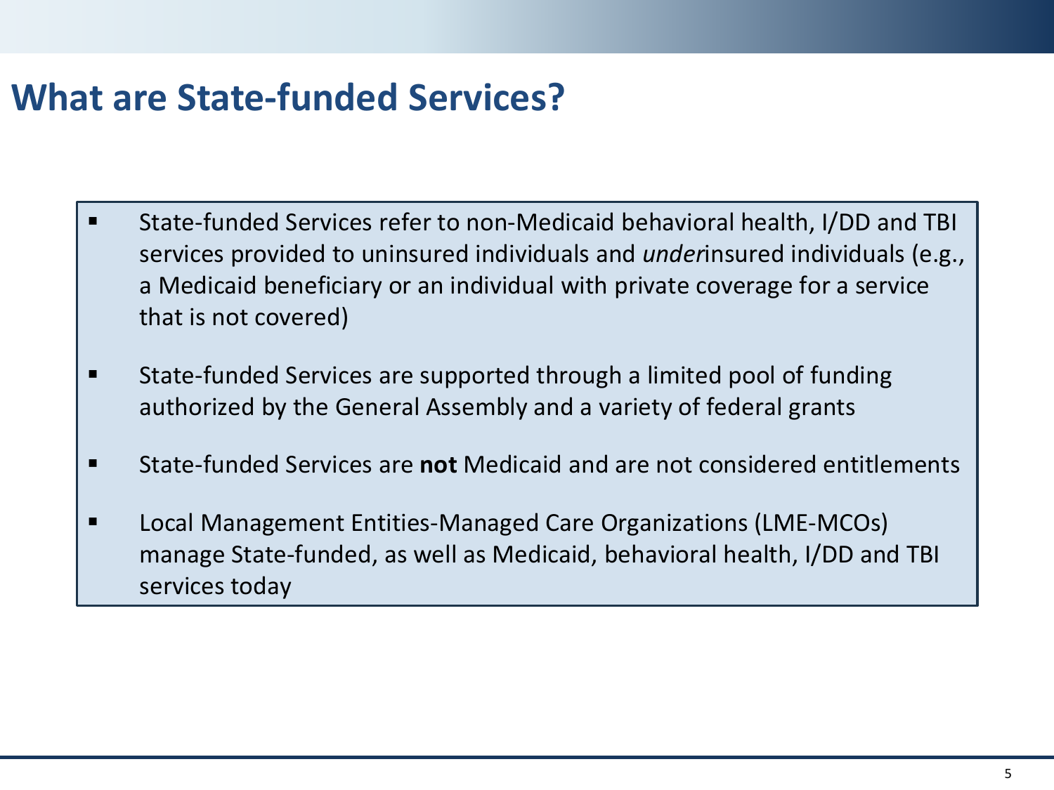# What are State-funded Services?

- State-funded Services refer to non-Medicaid behavioral health, I/DD and TBI services provided to uninsured individuals and *under*insured individuals (e.g., a Medicaid beneficiary or an individual with private coverage for a service that is not covered)
- State-funded Services are supported through a limited pool of funding authorized by the General Assembly and a variety of federal grants
- State-funded Services are **not** Medicaid and are not considered entitlements
- Local Management Entities-Managed Care Organizations (LME-MCOs) manage State-funded, as well as Medicaid, behavioral health, I/DD and TBI services today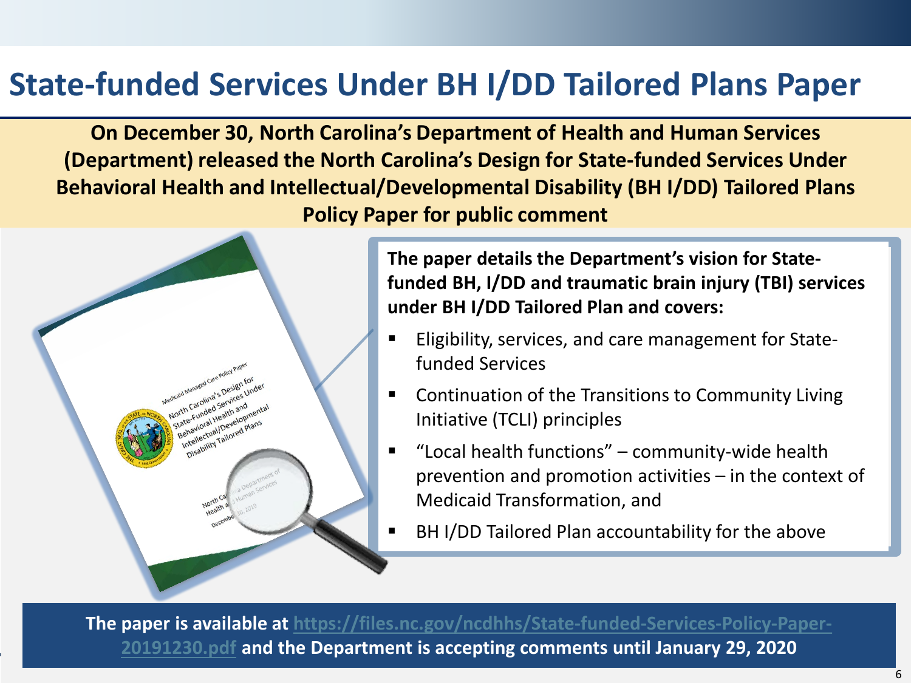# State-funded Services Under BH I/DD Tailored Plans Paper

**On December 30, North Carolina's Department of Health and Human Services (Department) released the North Carolina's Design for State-funded Services Under Behavioral Health and Intellectual/Developmental Disability (BH I/DD) Tailored Plans Policy Paper for public comment**

**The paper details the Department's vision for State-funded BH, I/DD and traumatic brain injury (TBI) services under BH I/DD Tailored Plan and covers:**

- Eligibility, services, and care management for State-funded Services
- Continuation of the Transitions to Community Living Initiative (TCLI) principles
- "Local health functions" – community-wide health prevention and promotion activities – in the context of Medicaid Transformation, and
- BH I/DD Tailored Plan accountability for the above

**The paper is available at [https://files.nc.gov/ncdhhs/State-funded-Services-Policy-Paper-20191230.pdf](https://files.nc.gov/ncdhhs/State-funded-Services-Policy-Paper-20191230.pdf) and the Department is accepting comments until January 29, 2020**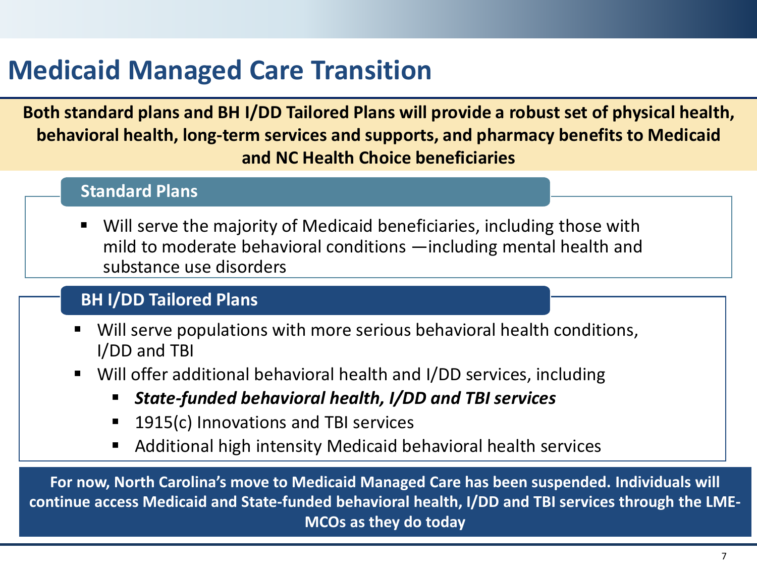# Medicaid Managed Care Transition

**Both standard plans and BH I/DD Tailored Plans will provide a robust set of physical health, behavioral health, long-term services and supports, and pharmacy benefits to Medicaid and NC Health Choice beneficiaries**

## Standard Plans

- Will serve the majority of Medicaid beneficiaries, including those with mild to moderate behavioral conditions —including mental health and substance use disorders

## BH I/DD Tailored Plans

- Will serve populations with more serious behavioral health conditions, I/DD and TBI
- Will offer additional behavioral health and I/DD services, including
  - ***State-funded behavioral health, I/DD and TBI services***
  - 1915(c) Innovations and TBI services
  - Additional high intensity Medicaid behavioral health services

**For now, North Carolina's move to Medicaid Managed Care has been suspended. Individuals will continue access Medicaid and State-funded behavioral health, I/DD and TBI services through the LME-MCOs as they do today**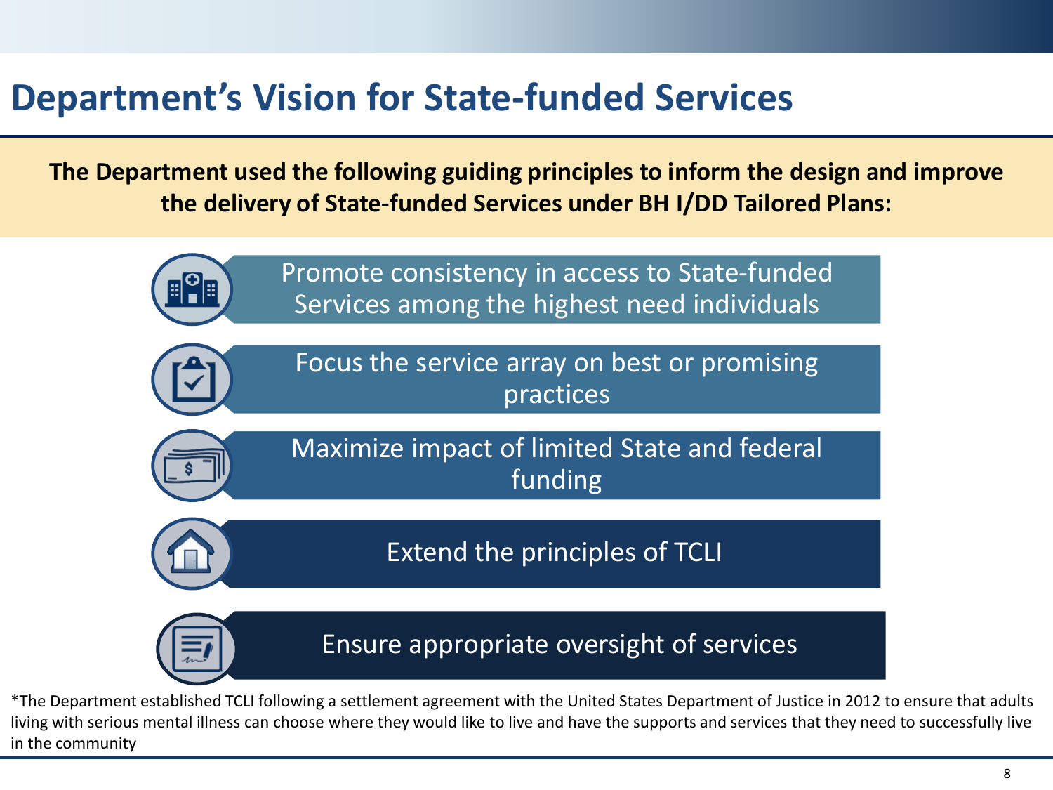# Department's Vision for State-funded Services

**The Department used the following guiding principles to inform the design and improve the delivery of State-funded Services under BH I/DD Tailored Plans:**

- Promote consistency in access to State-funded Services among the highest need individuals
- Focus the service array on best or promising practices
- Maximize impact of limited State and federal funding
- Extend the principles of TCLI
- Ensure appropriate oversight of services

*The Department established TCLI following a settlement agreement with the United States Department of Justice in 2012 to ensure that adults living with serious mental illness can choose where they would like to live and have the supports and services that they need to successfully live in the community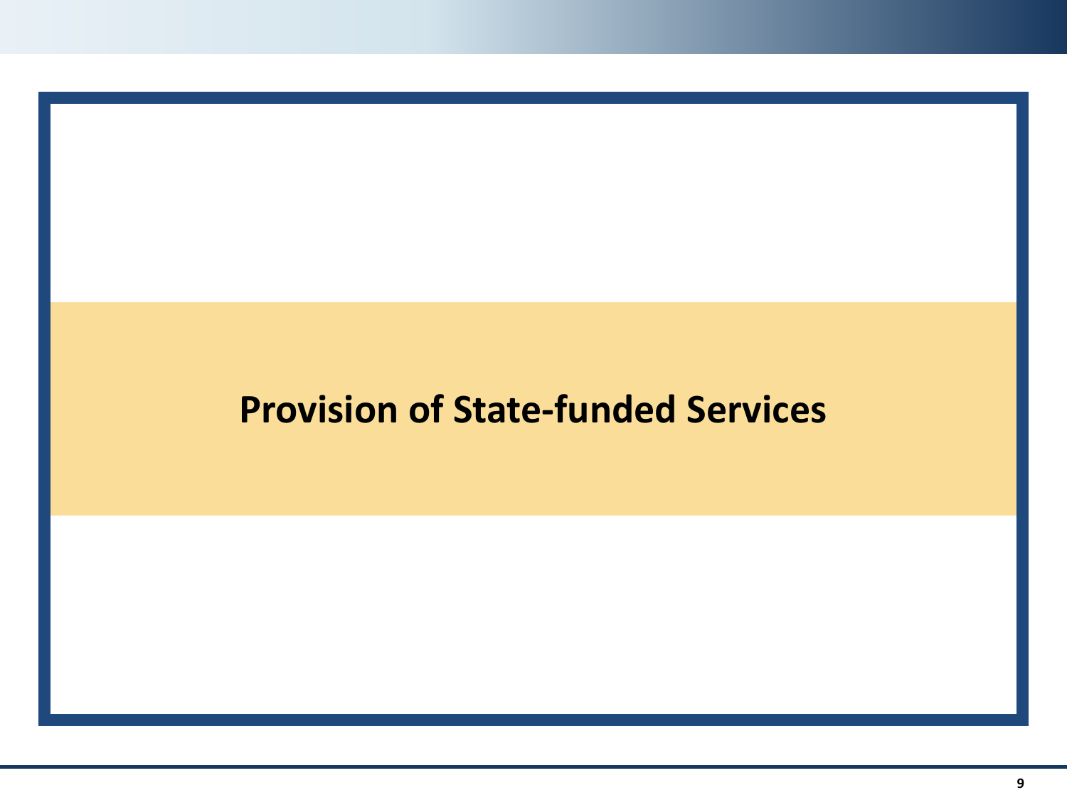# Provision of State-funded Services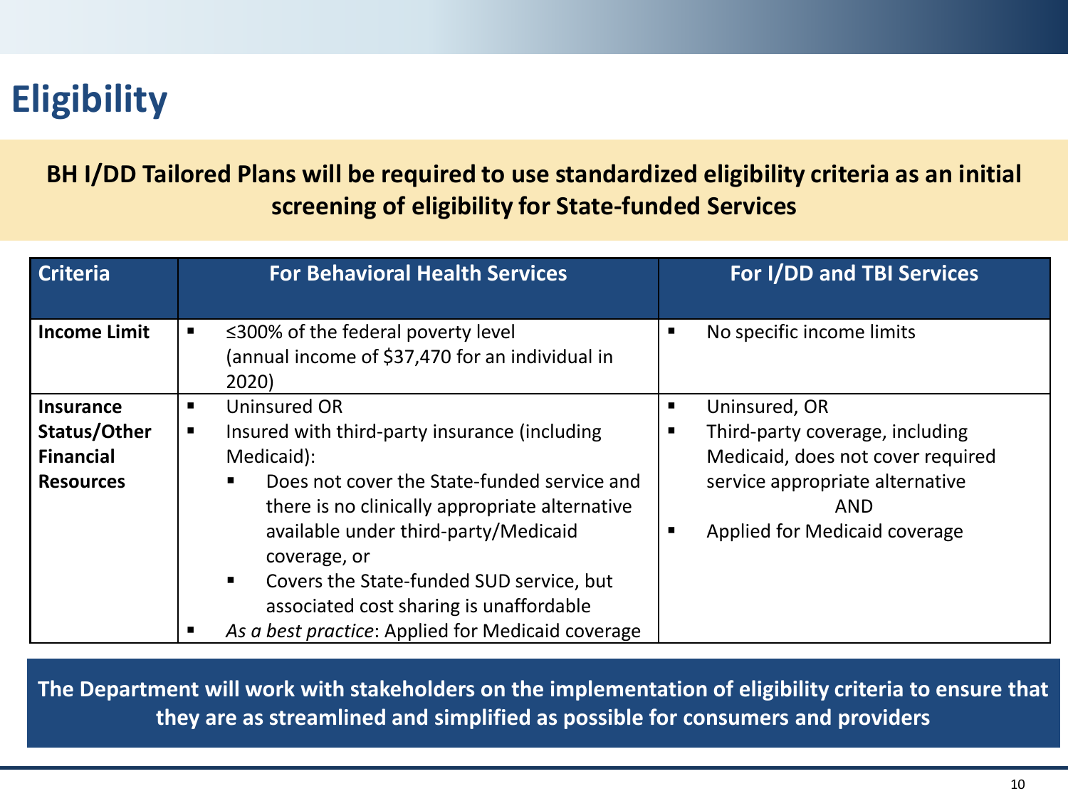# Eligibility

**BH I/DD Tailored Plans will be required to use standardized eligibility criteria as an initial screening of eligibility for State-funded Services**

| Criteria | For Behavioral Health Services | For I/DD and TBI Services |
|---|---|---|
| **Income Limit** | ▪ ≤300% of the federal poverty level (annual income of $37,470 for an individual in 2020) | ▪ No specific income limits |
| **Insurance Status/Other Financial Resources** | ▪ Uninsured OR<br>▪ Insured with third-party insurance (including Medicaid):<br>  ▪ Does not cover the State-funded service and there is no clinically appropriate alternative available under third-party/Medicaid coverage, or<br>  ▪ Covers the State-funded SUD service, but associated cost sharing is unaffordable<br>▪ *As a best practice*: Applied for Medicaid coverage | ▪ Uninsured, OR<br>▪ Third-party coverage, including Medicaid, does not cover required service appropriate alternative<br>AND<br>▪ Applied for Medicaid coverage |

**The Department will work with stakeholders on the implementation of eligibility criteria to ensure that they are as streamlined and simplified as possible for consumers and providers**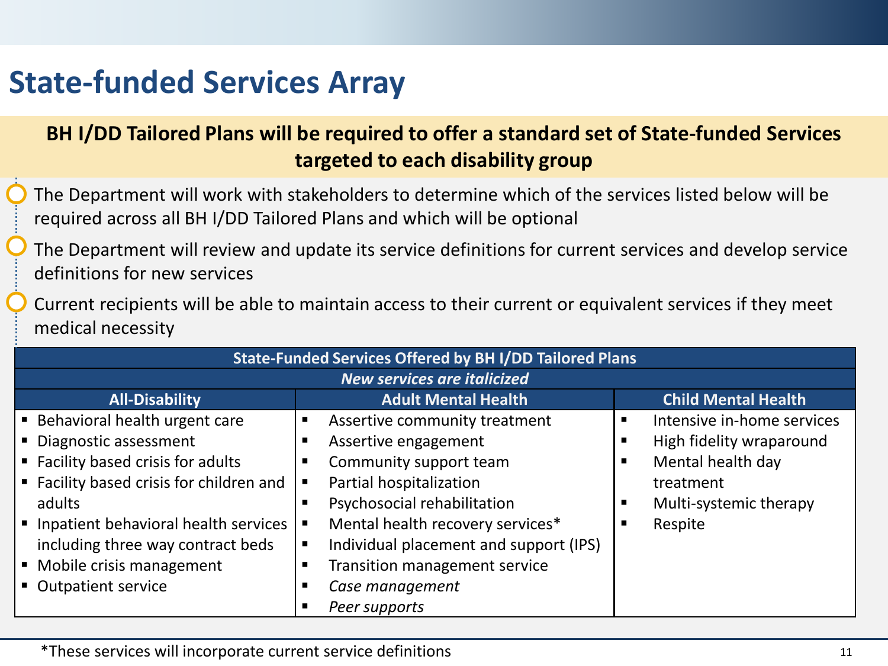# State-funded Services Array

**BH I/DD Tailored Plans will be required to offer a standard set of State-funded Services targeted to each disability group**

- The Department will work with stakeholders to determine which of the services listed below will be required across all BH I/DD Tailored Plans and which will be optional
- The Department will review and update its service definitions for current services and develop service definitions for new services
- Current recipients will be able to maintain access to their current or equivalent services if they meet medical necessity

| State-Funded Services Offered by BH I/DD Tailored Plans | | |
|---|---|---|
| *New services are italicized* | | |
| **All-Disability** | **Adult Mental Health** | **Child Mental Health** |
| ▪ Behavioral health urgent care<br>▪ Diagnostic assessment<br>▪ Facility based crisis for adults<br>▪ Facility based crisis for children and adults<br>▪ Inpatient behavioral health services including three way contract beds<br>▪ Mobile crisis management<br>▪ Outpatient service | ▪ Assertive community treatment<br>▪ Assertive engagement<br>▪ Community support team<br>▪ Partial hospitalization<br>▪ Psychosocial rehabilitation<br>▪ Mental health recovery services*<br>▪ Individual placement and support (IPS)<br>▪ Transition management service<br>▪ *Case management*<br>▪ *Peer supports* | ▪ Intensive in-home services<br>▪ High fidelity wraparound<br>▪ Mental health day treatment<br>▪ Multi-systemic therapy<br>▪ Respite |

*These services will incorporate current service definitions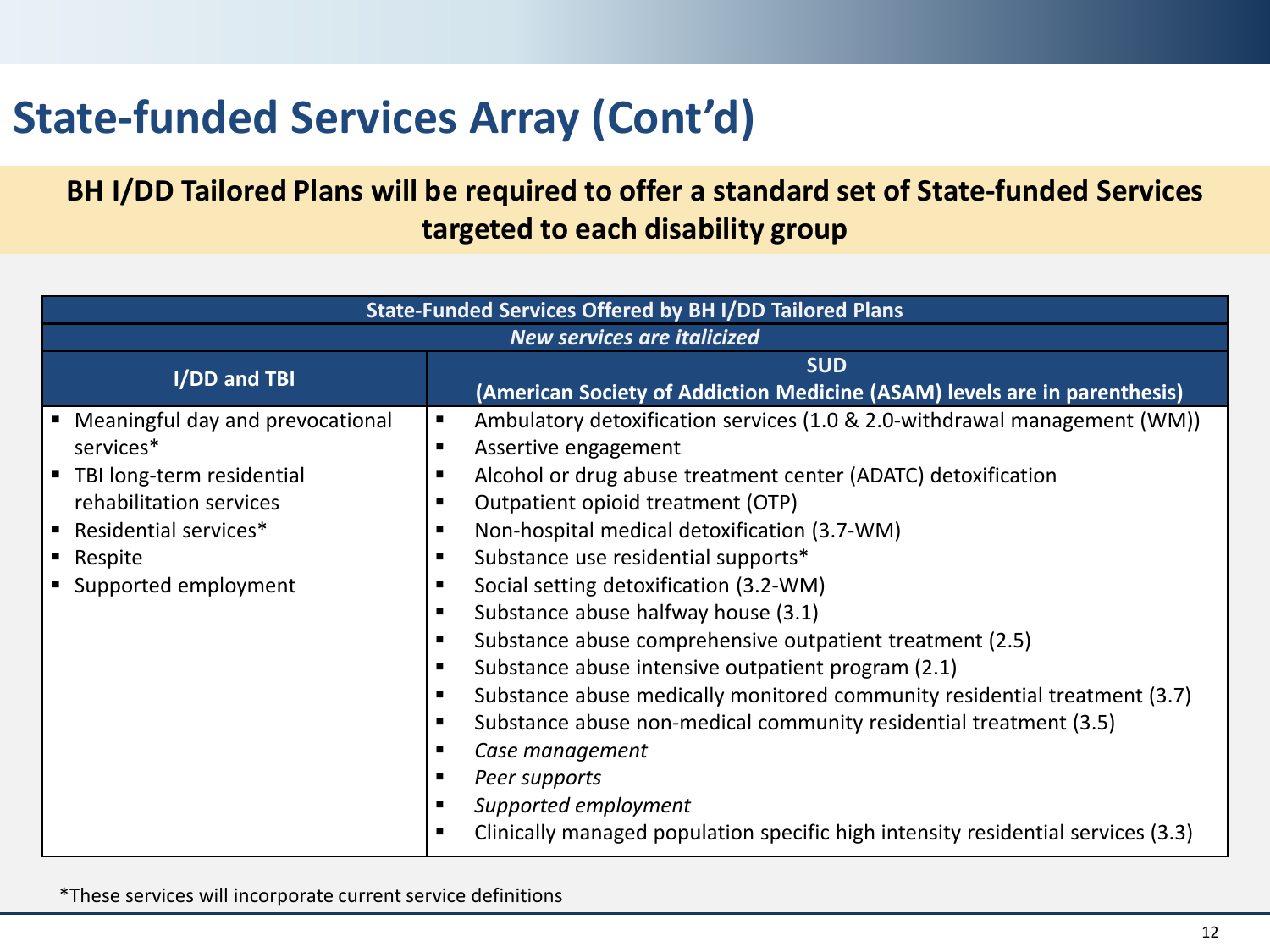# State-funded Services Array (Cont'd)

**BH I/DD Tailored Plans will be required to offer a standard set of State-funded Services targeted to each disability group**

| State-Funded Services Offered by BH I/DD Tailored Plans | |
|---|---|
| *New services are italicized* | |
| **I/DD and TBI** | **SUD (American Society of Addiction Medicine (ASAM) levels are in parenthesis)** |
| ▪ Meaningful day and prevocational services*<br>▪ TBI long-term residential rehabilitation services<br>▪ Residential services*<br>▪ Respite<br>▪ Supported employment | ▪ Ambulatory detoxification services (1.0 & 2.0-withdrawal management (WM))<br>▪ Assertive engagement<br>▪ Alcohol or drug abuse treatment center (ADATC) detoxification<br>▪ Outpatient opioid treatment (OTP)<br>▪ Non-hospital medical detoxification (3.7-WM)<br>▪ Substance use residential supports*<br>▪ Social setting detoxification (3.2-WM)<br>▪ Substance abuse halfway house (3.1)<br>▪ Substance abuse comprehensive outpatient treatment (2.5)<br>▪ Substance abuse intensive outpatient program (2.1)<br>▪ Substance abuse medically monitored community residential treatment (3.7)<br>▪ Substance abuse non-medical community residential treatment (3.5)<br>▪ *Case management*<br>▪ *Peer supports*<br>▪ *Supported employment*<br>▪ Clinically managed population specific high intensity residential services (3.3) |

*These services will incorporate current service definitions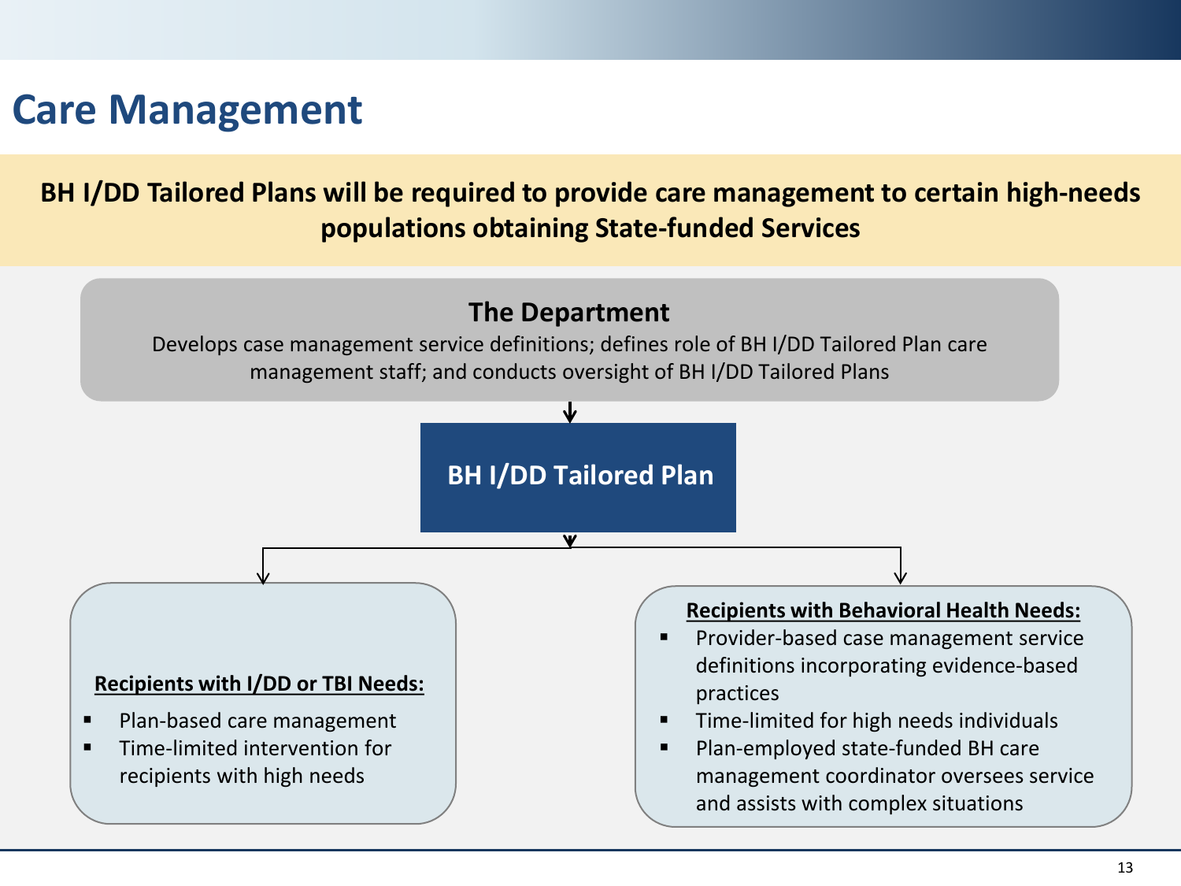# Care Management

**BH I/DD Tailored Plans will be required to provide care management to certain high-needs populations obtaining State-funded Services**

### The Department

Develops case management service definitions; defines role of BH I/DD Tailored Plan care management staff; and conducts oversight of BH I/DD Tailored Plans

### BH I/DD Tailored Plan

**Recipients with I/DD or TBI Needs:**

- Plan-based care management
- Time-limited intervention for recipients with high needs

**Recipients with Behavioral Health Needs:**

- Provider-based case management service definitions incorporating evidence-based practices
- Time-limited for high needs individuals
- Plan-employed state-funded BH care management coordinator oversees service and assists with complex situations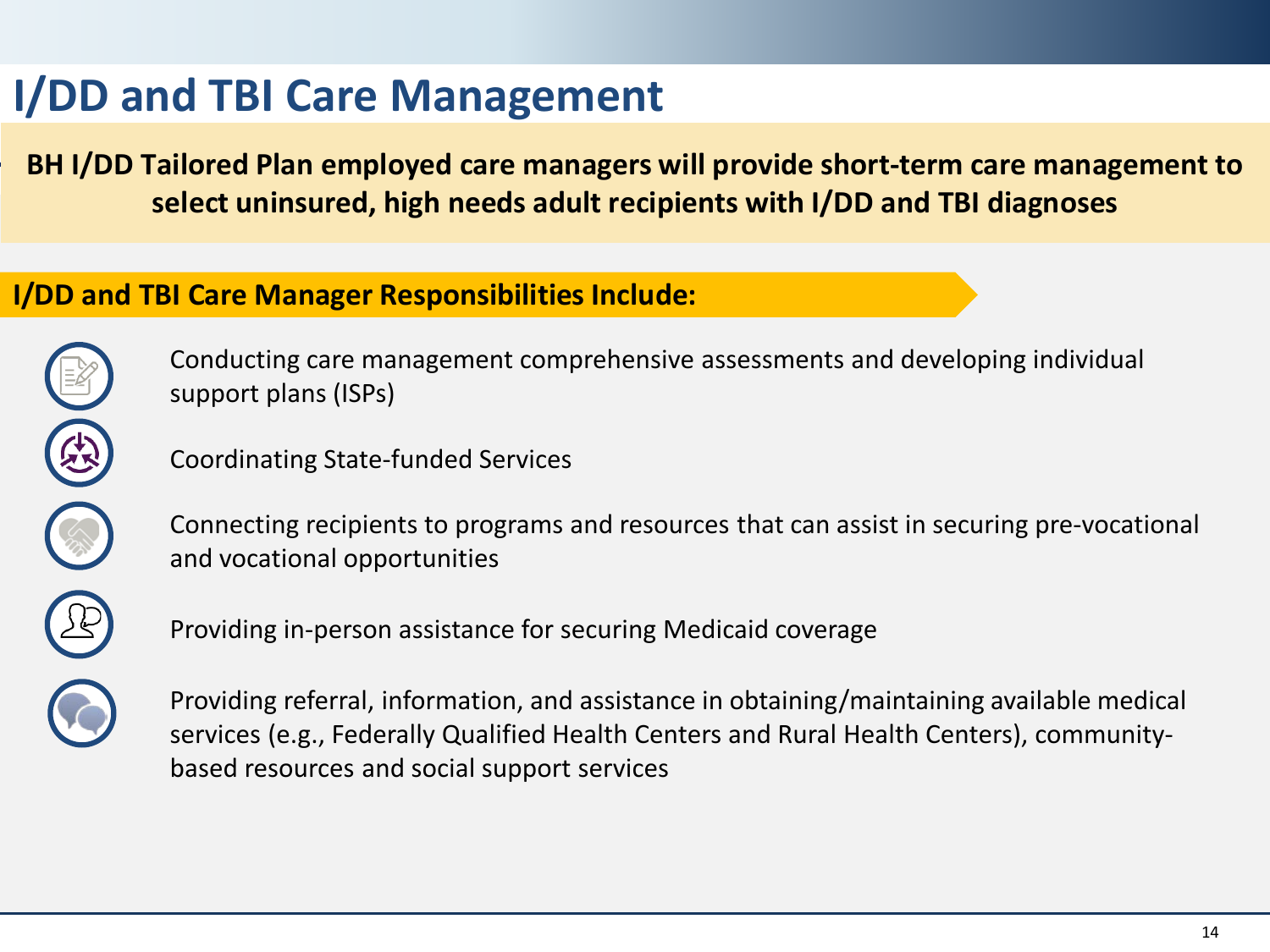# I/DD and TBI Care Management

**BH I/DD Tailored Plan employed care managers will provide short-term care management to select uninsured, high needs adult recipients with I/DD and TBI diagnoses**

## I/DD and TBI Care Manager Responsibilities Include:

- Conducting care management comprehensive assessments and developing individual support plans (ISPs)
- Coordinating State-funded Services
- Connecting recipients to programs and resources that can assist in securing pre-vocational and vocational opportunities
- Providing in-person assistance for securing Medicaid coverage
- Providing referral, information, and assistance in obtaining/maintaining available medical services (e.g., Federally Qualified Health Centers and Rural Health Centers), community-based resources and social support services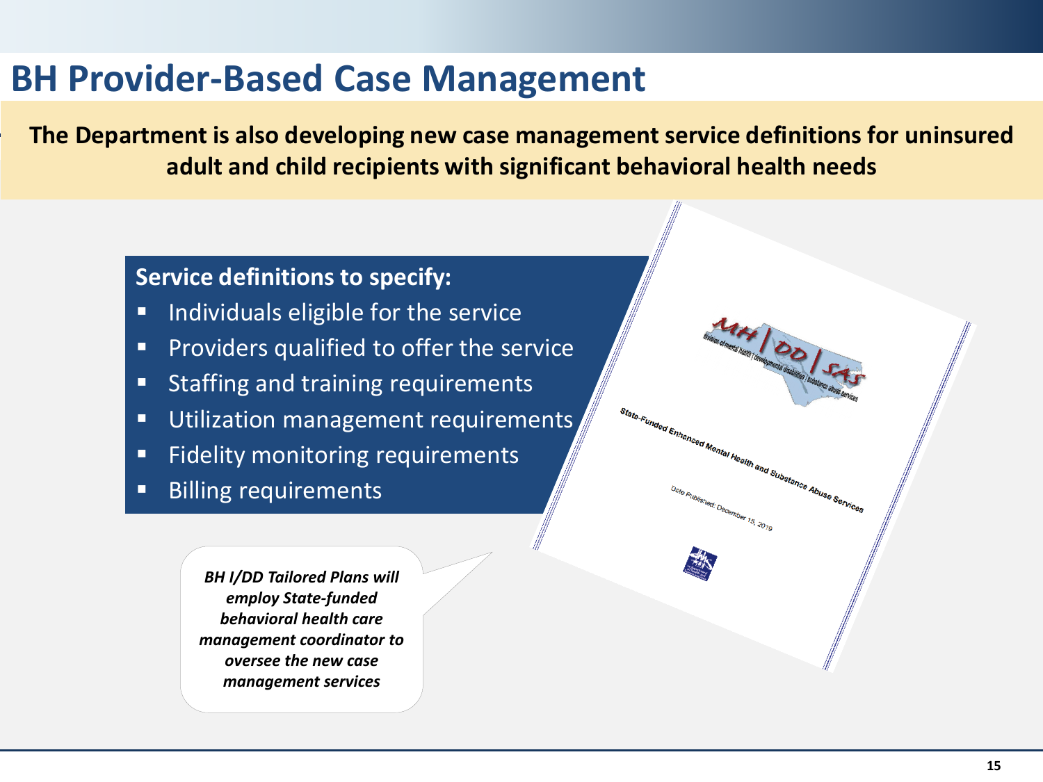# BH Provider-Based Case Management

**The Department is also developing new case management service definitions for uninsured adult and child recipients with significant behavioral health needs**

**Service definitions to specify:**

- Individuals eligible for the service
- Providers qualified to offer the service
- Staffing and training requirements
- Utilization management requirements
- Fidelity monitoring requirements
- Billing requirements

***BH I/DD Tailored Plans will employ State-funded behavioral health care management coordinator to oversee the new case management services***

MH | DD | SAS
division of mental health | developmental disabilities | substance abuse services

State-Funded Enhanced Mental Health and Substance Abuse Services

Date Published: December 15, 2019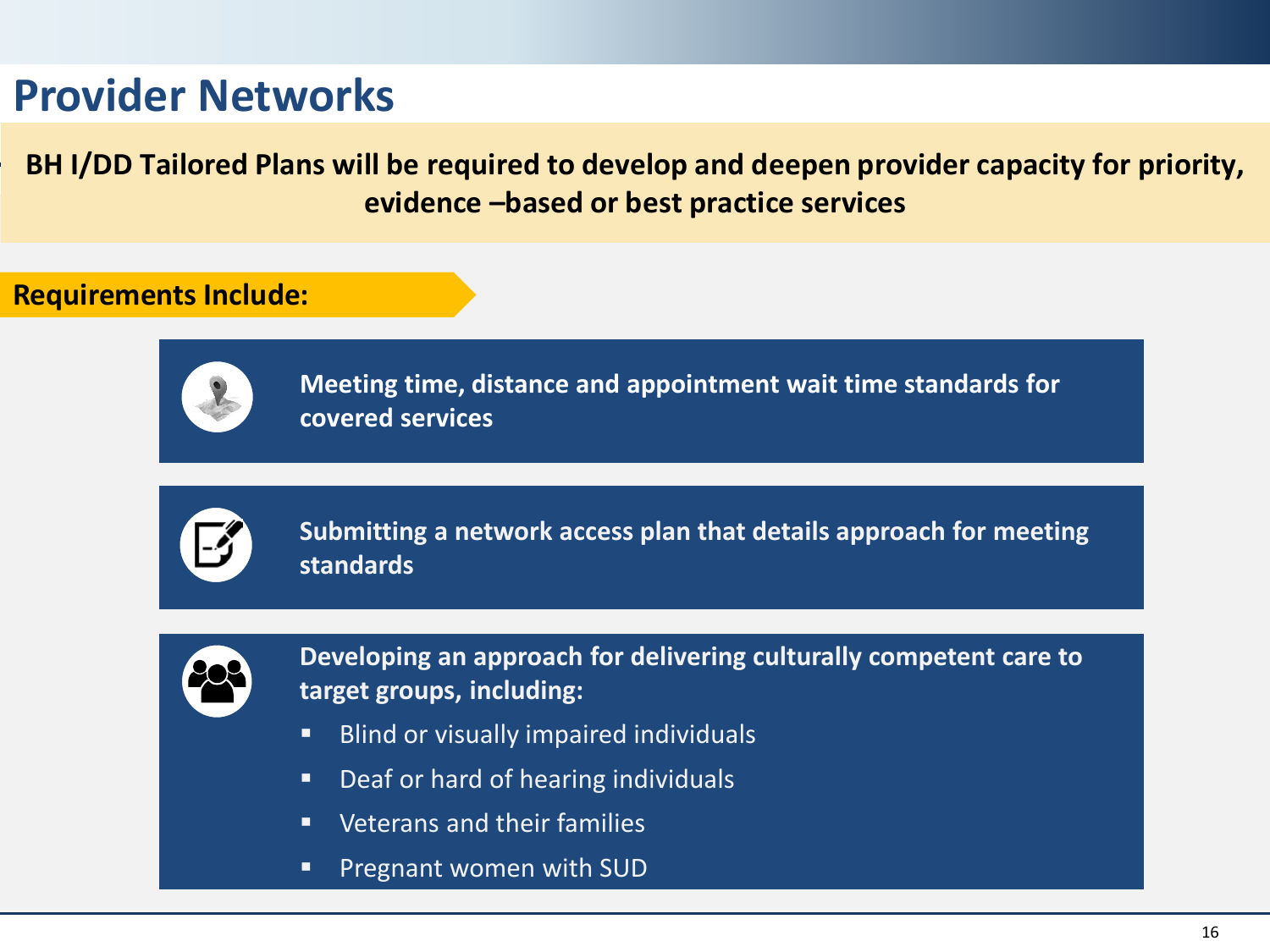# Provider Networks

**BH I/DD Tailored Plans will be required to develop and deepen provider capacity for priority, evidence –based or best practice services**

**Requirements Include:**

**Meeting time, distance and appointment wait time standards for covered services**

**Submitting a network access plan that details approach for meeting standards**

**Developing an approach for delivering culturally competent care to target groups, including:**

- Blind or visually impaired individuals
- Deaf or hard of hearing individuals
- Veterans and their families
- Pregnant women with SUD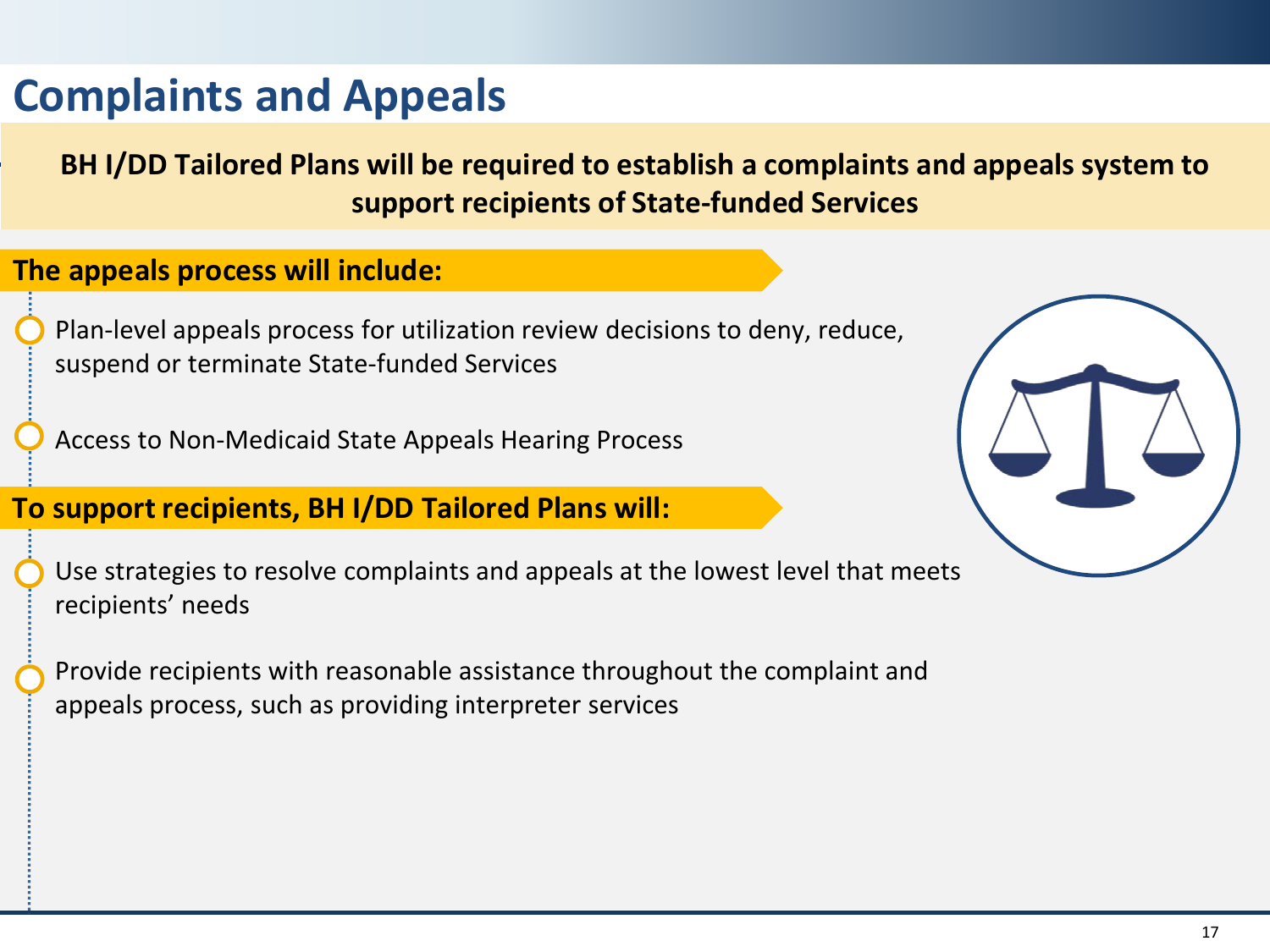# Complaints and Appeals

**BH I/DD Tailored Plans will be required to establish a complaints and appeals system to support recipients of State-funded Services**

**The appeals process will include:**

- Plan-level appeals process for utilization review decisions to deny, reduce, suspend or terminate State-funded Services
- Access to Non-Medicaid State Appeals Hearing Process

**To support recipients, BH I/DD Tailored Plans will:**

- Use strategies to resolve complaints and appeals at the lowest level that meets recipients' needs
- Provide recipients with reasonable assistance throughout the complaint and appeals process, such as providing interpreter services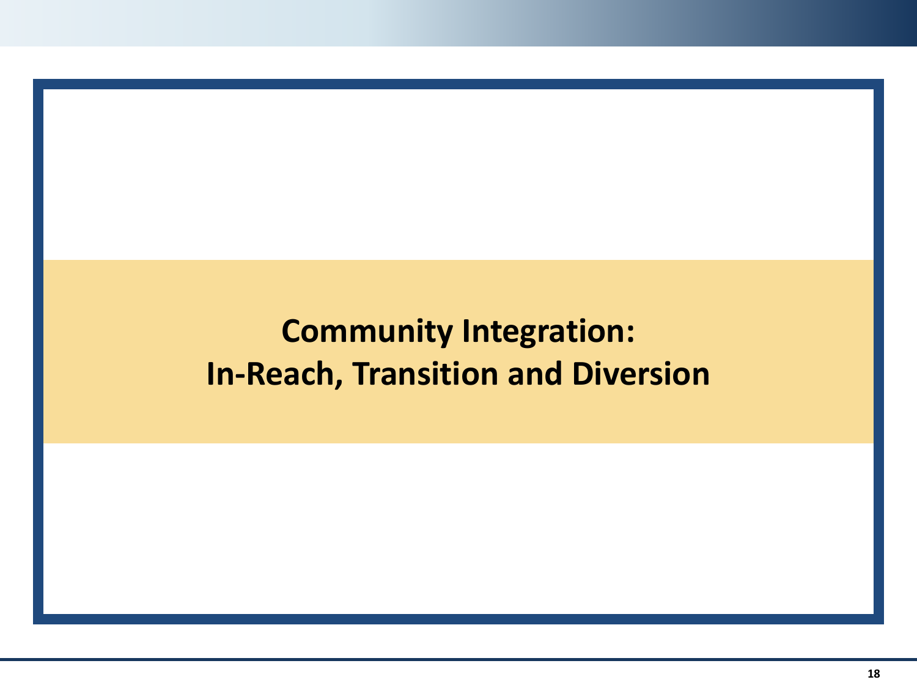# Community Integration: In-Reach, Transition and Diversion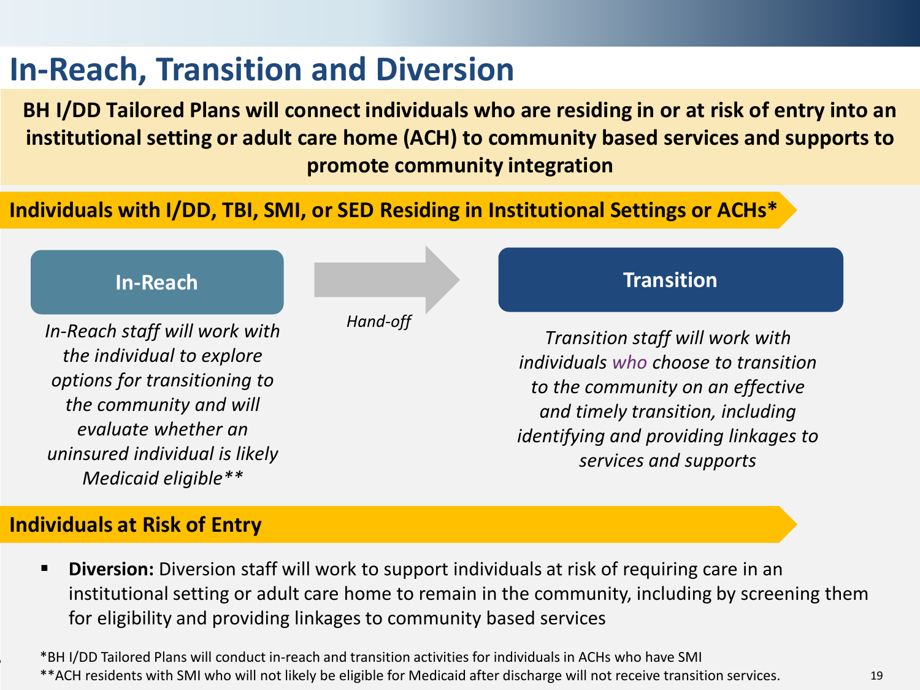# In-Reach, Transition and Diversion

**BH I/DD Tailored Plans will connect individuals who are residing in or at risk of entry into an institutional setting or adult care home (ACH) to community based services and supports to promote community integration**

## Individuals with I/DD, TBI, SMI, or SED Residing in Institutional Settings or ACHs*

### In-Reach

*In-Reach staff will work with the individual to explore options for transitioning to the community and will evaluate whether an uninsured individual is likely Medicaid eligible***

*Hand-off* →

### Transition

*Transition staff will work with individuals who choose to transition to the community on an effective and timely transition, including identifying and providing linkages to services and supports*

## Individuals at Risk of Entry

- **Diversion:** Diversion staff will work to support individuals at risk of requiring care in an institutional setting or adult care home to remain in the community, including by screening them for eligibility and providing linkages to community based services

*BH I/DD Tailored Plans will conduct in-reach and transition activities for individuals in ACHs who have SMI

**ACH residents with SMI who will not likely be eligible for Medicaid after discharge will not receive transition services.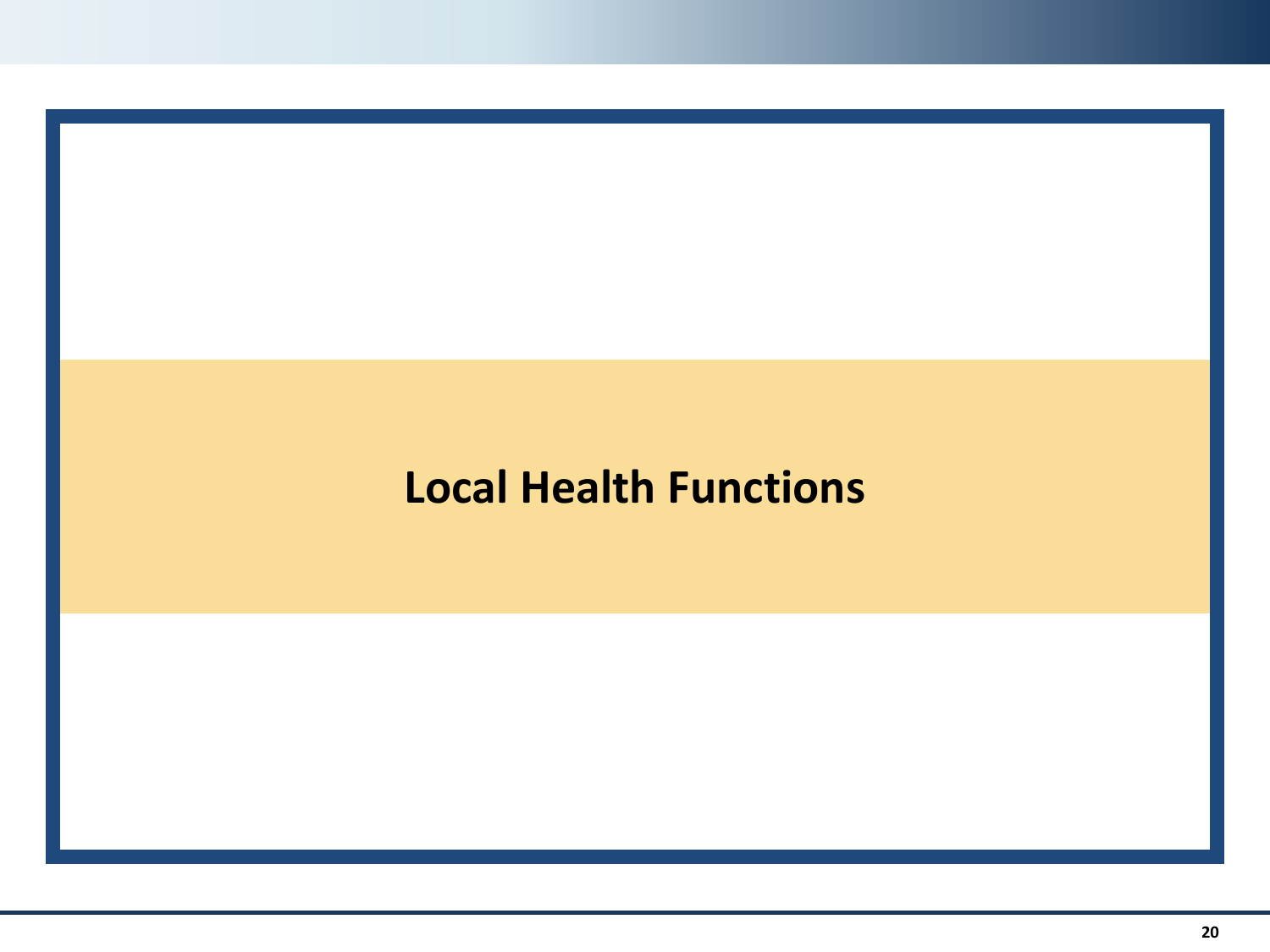# Local Health Functions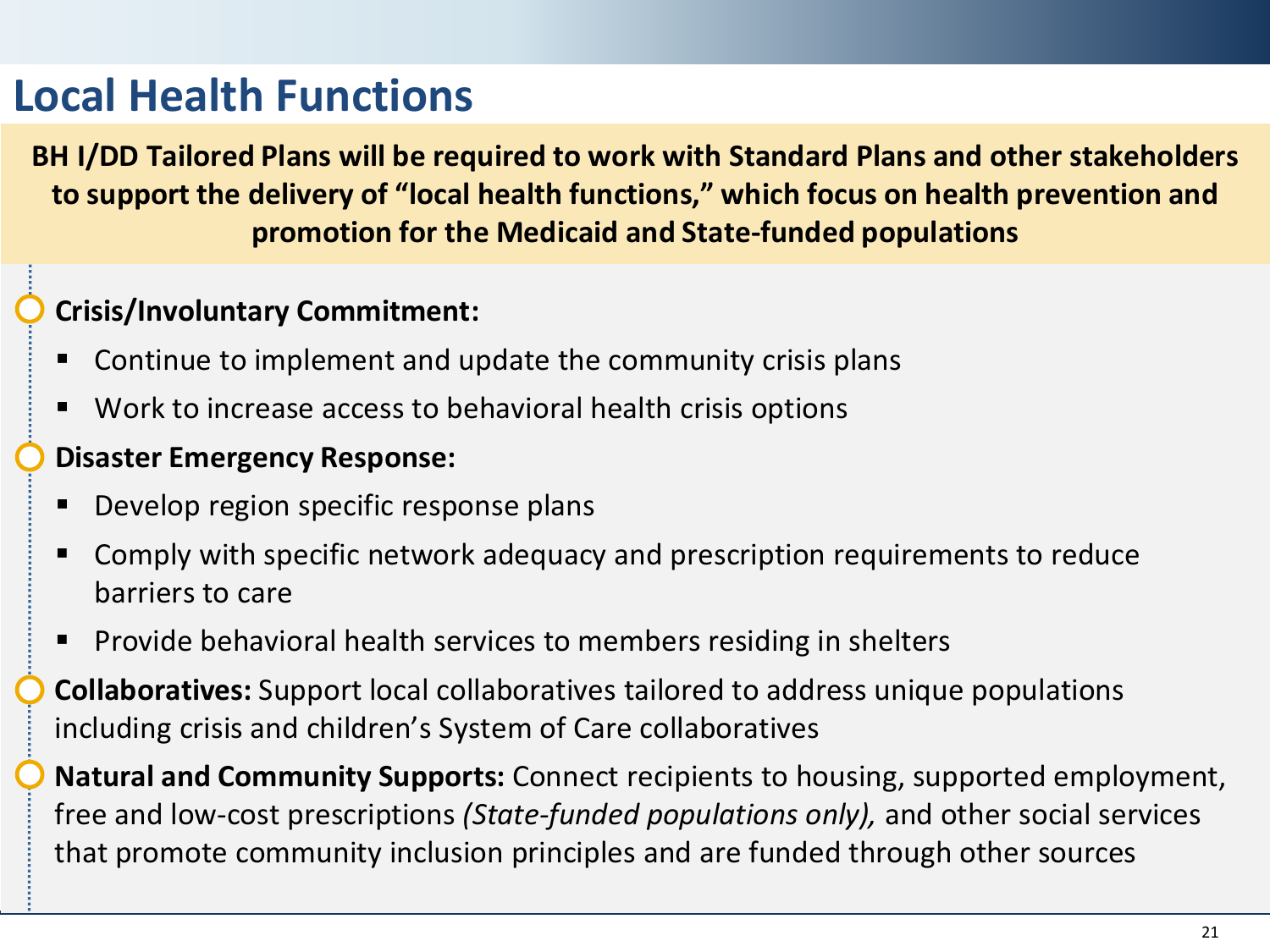# Local Health Functions

**BH I/DD Tailored Plans will be required to work with Standard Plans and other stakeholders to support the delivery of "local health functions," which focus on health prevention and promotion for the Medicaid and State-funded populations**

- **Crisis/Involuntary Commitment:**
  - Continue to implement and update the community crisis plans
  - Work to increase access to behavioral health crisis options
- **Disaster Emergency Response:**
  - Develop region specific response plans
  - Comply with specific network adequacy and prescription requirements to reduce barriers to care
  - Provide behavioral health services to members residing in shelters
- **Collaboratives:** Support local collaboratives tailored to address unique populations including crisis and children's System of Care collaboratives
- **Natural and Community Supports:** Connect recipients to housing, supported employment, free and low-cost prescriptions *(State-funded populations only),* and other social services that promote community inclusion principles and are funded through other sources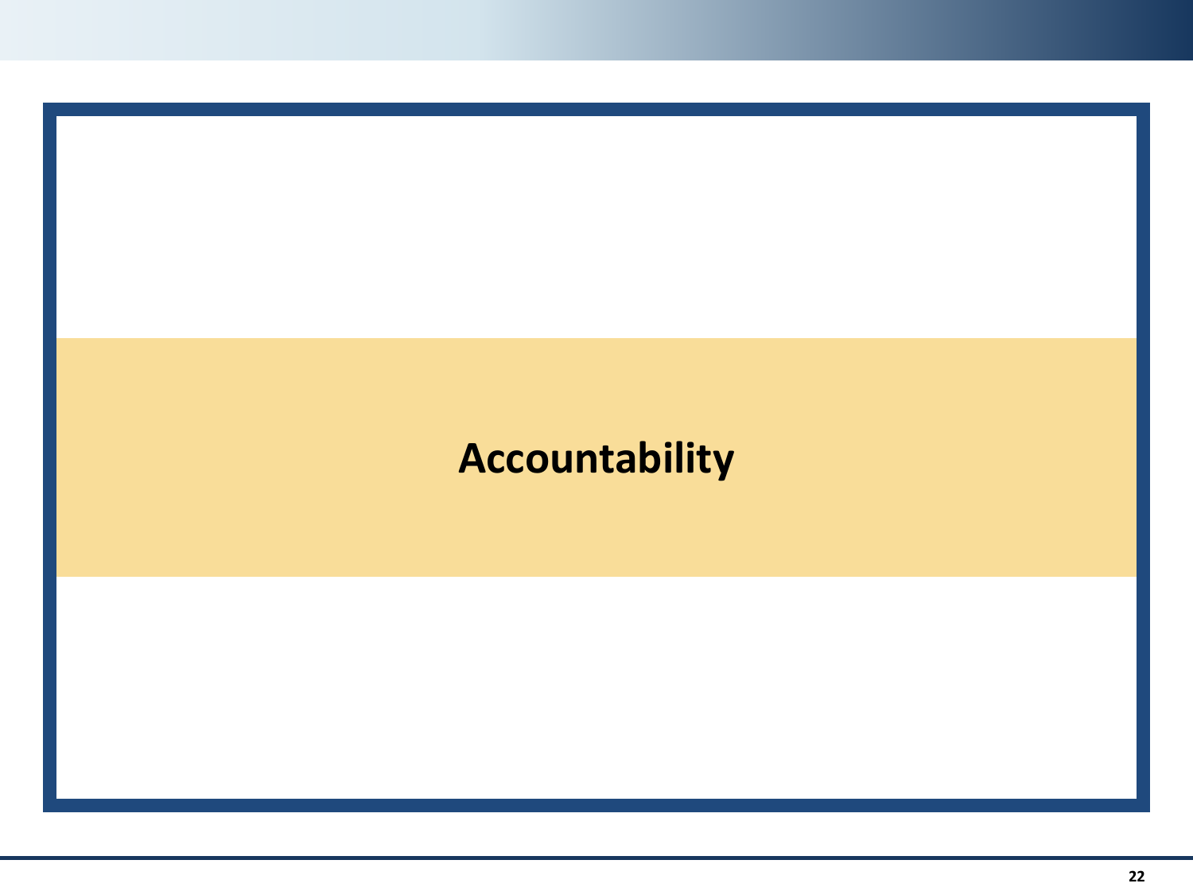# Accountability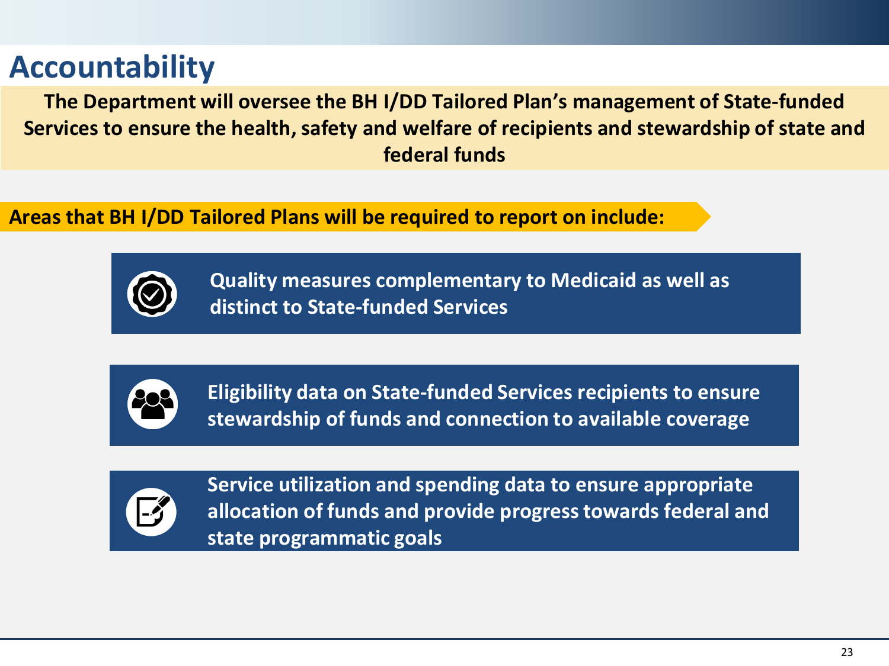# Accountability

**The Department will oversee the BH I/DD Tailored Plan's management of State-funded Services to ensure the health, safety and welfare of recipients and stewardship of state and federal funds**

**Areas that BH I/DD Tailored Plans will be required to report on include:**

- **Quality measures complementary to Medicaid as well as distinct to State-funded Services**
- **Eligibility data on State-funded Services recipients to ensure stewardship of funds and connection to available coverage**
- **Service utilization and spending data to ensure appropriate allocation of funds and provide progress towards federal and state programmatic goals**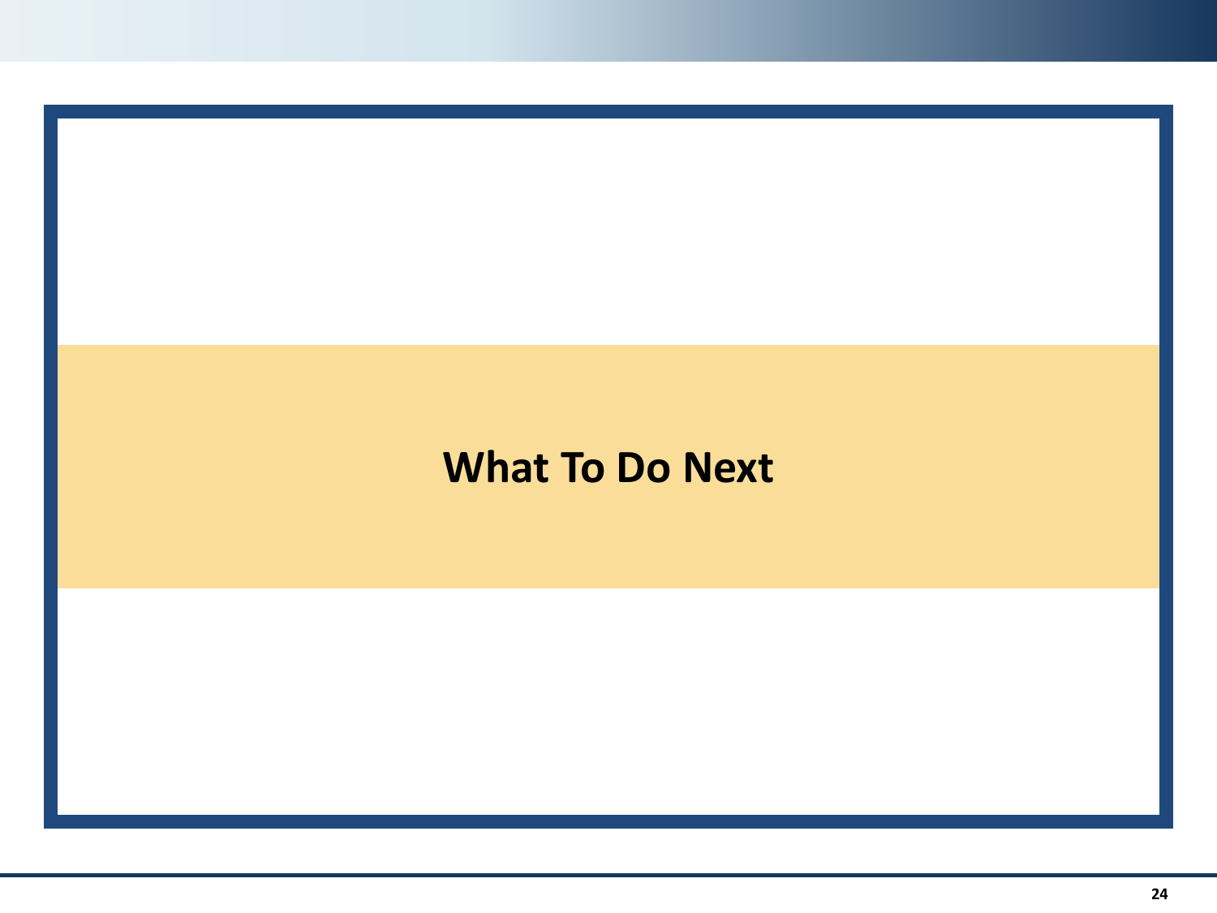# What To Do Next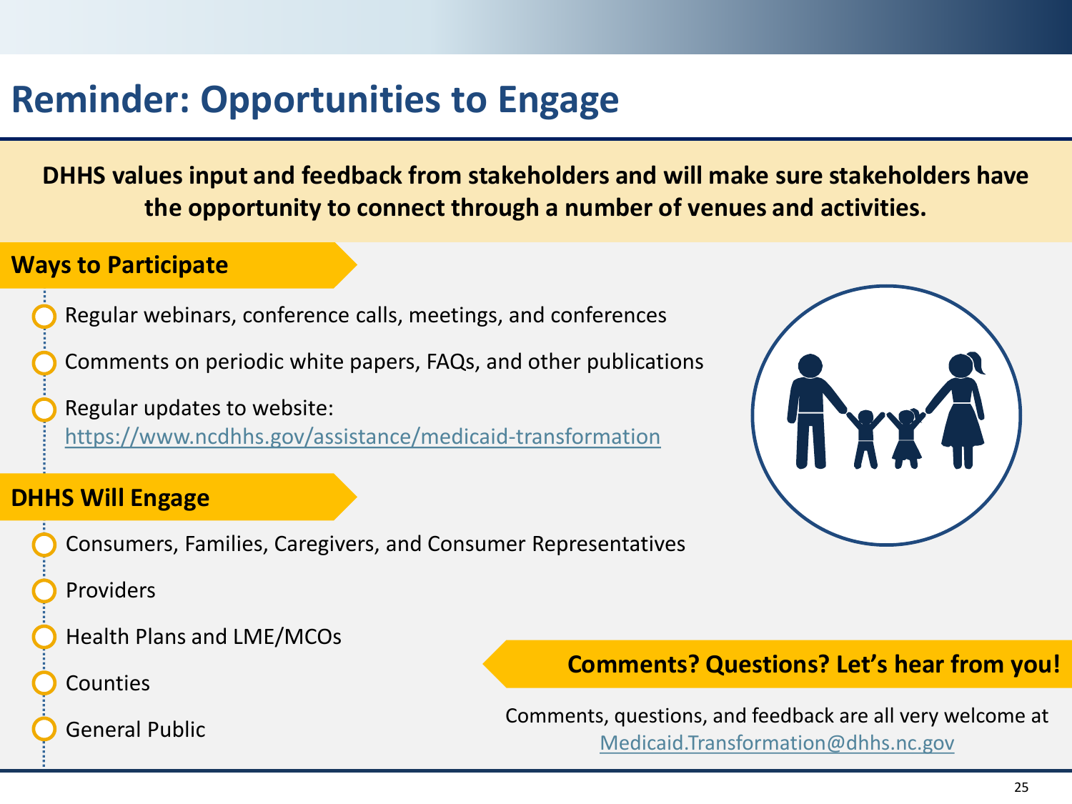# Reminder: Opportunities to Engage

**DHHS values input and feedback from stakeholders and will make sure stakeholders have the opportunity to connect through a number of venues and activities.**

## Ways to Participate

- Regular webinars, conference calls, meetings, and conferences
- Comments on periodic white papers, FAQs, and other publications
- Regular updates to website: https://www.ncdhhs.gov/assistance/medicaid-transformation

## DHHS Will Engage

- Consumers, Families, Caregivers, and Consumer Representatives
- Providers
- Health Plans and LME/MCOs
- Counties
- General Public

## Comments? Questions? Let's hear from you!

Comments, questions, and feedback are all very welcome at Medicaid.Transformation@dhhs.nc.gov